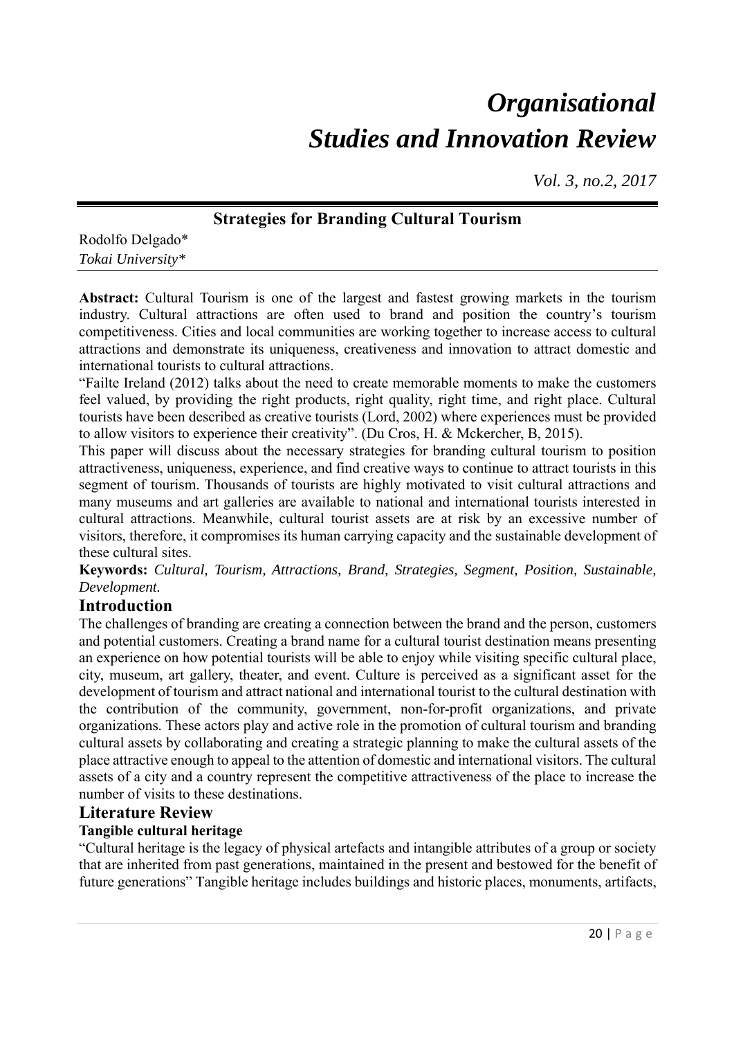# *Organisational Studies and Innovation Review*

*Vol. 3, no.2, 2017*

## Strategies for Branding Cultural Tourism

Rodolfo Delgado*
*Tokai University**

**Abstract:** Cultural Tourism is one of the largest and fastest growing markets in the tourism industry. Cultural attractions are often used to brand and position the country's tourism competitiveness. Cities and local communities are working together to increase access to cultural attractions and demonstrate its uniqueness, creativeness and innovation to attract domestic and international tourists to cultural attractions.

"Failte Ireland (2012) talks about the need to create memorable moments to make the customers feel valued, by providing the right products, right quality, right time, and right place. Cultural tourists have been described as creative tourists (Lord, 2002) where experiences must be provided to allow visitors to experience their creativity". (Du Cros, H. & Mckercher, B, 2015).

This paper will discuss about the necessary strategies for branding cultural tourism to position attractiveness, uniqueness, experience, and find creative ways to continue to attract tourists in this segment of tourism. Thousands of tourists are highly motivated to visit cultural attractions and many museums and art galleries are available to national and international tourists interested in cultural attractions. Meanwhile, cultural tourist assets are at risk by an excessive number of visitors, therefore, it compromises its human carrying capacity and the sustainable development of these cultural sites.

**Keywords:** *Cultural, Tourism, Attractions, Brand, Strategies, Segment, Position, Sustainable, Development.*

## Introduction

The challenges of branding are creating a connection between the brand and the person, customers and potential customers. Creating a brand name for a cultural tourist destination means presenting an experience on how potential tourists will be able to enjoy while visiting specific cultural place, city, museum, art gallery, theater, and event. Culture is perceived as a significant asset for the development of tourism and attract national and international tourist to the cultural destination with the contribution of the community, government, non-for-profit organizations, and private organizations. These actors play and active role in the promotion of cultural tourism and branding cultural assets by collaborating and creating a strategic planning to make the cultural assets of the place attractive enough to appeal to the attention of domestic and international visitors. The cultural assets of a city and a country represent the competitive attractiveness of the place to increase the number of visits to these destinations.

## Literature Review

### Tangible cultural heritage

"Cultural heritage is the legacy of physical artefacts and intangible attributes of a group or society that are inherited from past generations, maintained in the present and bestowed for the benefit of future generations" Tangible heritage includes buildings and historic places, monuments, artifacts,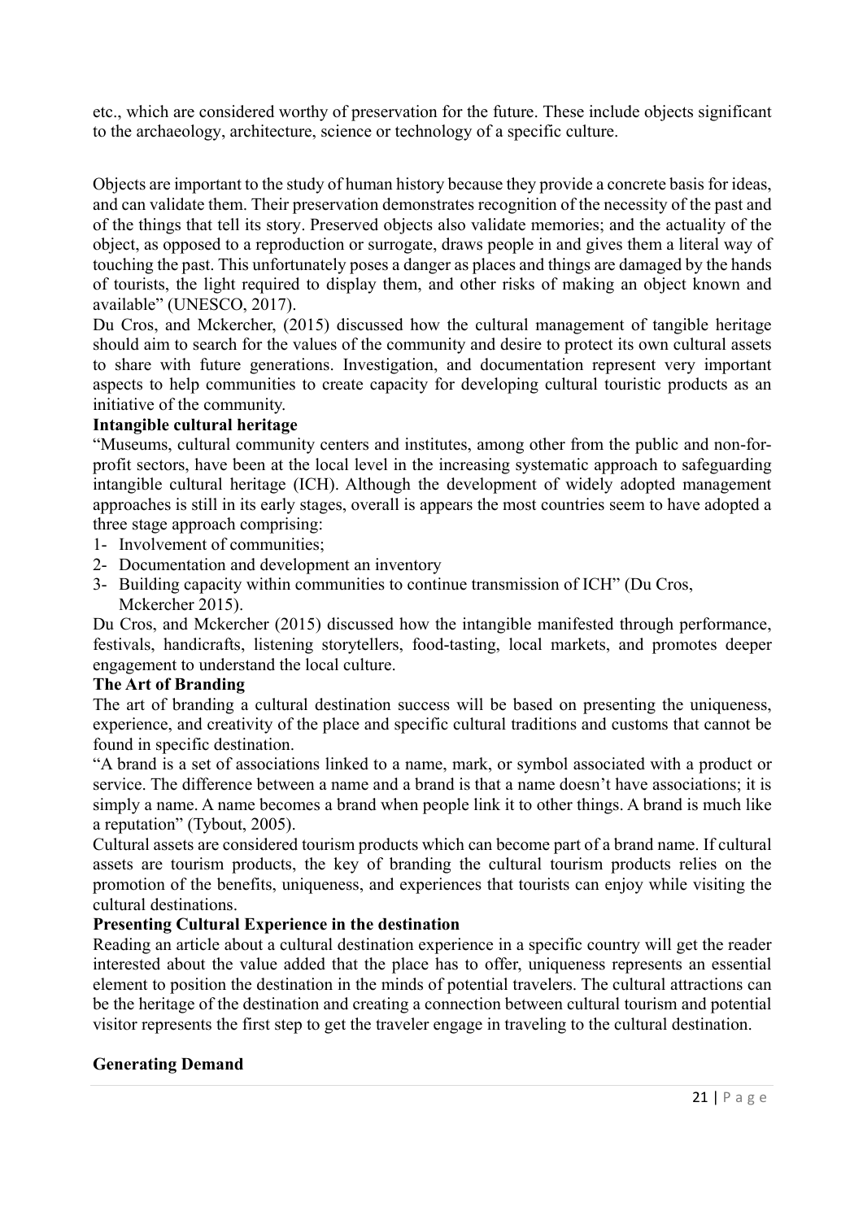etc., which are considered worthy of preservation for the future. These include objects significant to the archaeology, architecture, science or technology of a specific culture.

Objects are important to the study of human history because they provide a concrete basis for ideas, and can validate them. Their preservation demonstrates recognition of the necessity of the past and of the things that tell its story. Preserved objects also validate memories; and the actuality of the object, as opposed to a reproduction or surrogate, draws people in and gives them a literal way of touching the past. This unfortunately poses a danger as places and things are damaged by the hands of tourists, the light required to display them, and other risks of making an object known and available" (UNESCO, 2017).

Du Cros, and Mckercher, (2015) discussed how the cultural management of tangible heritage should aim to search for the values of the community and desire to protect its own cultural assets to share with future generations. Investigation, and documentation represent very important aspects to help communities to create capacity for developing cultural touristic products as an initiative of the community.

**Intangible cultural heritage**

"Museums, cultural community centers and institutes, among other from the public and non-for-profit sectors, have been at the local level in the increasing systematic approach to safeguarding intangible cultural heritage (ICH). Although the development of widely adopted management approaches is still in its early stages, overall is appears the most countries seem to have adopted a three stage approach comprising:

1- Involvement of communities;
2- Documentation and development an inventory
3- Building capacity within communities to continue transmission of ICH" (Du Cros, Mckercher 2015).

Du Cros, and Mckercher (2015) discussed how the intangible manifested through performance, festivals, handicrafts, listening storytellers, food-tasting, local markets, and promotes deeper engagement to understand the local culture.

**The Art of Branding**

The art of branding a cultural destination success will be based on presenting the uniqueness, experience, and creativity of the place and specific cultural traditions and customs that cannot be found in specific destination.

"A brand is a set of associations linked to a name, mark, or symbol associated with a product or service. The difference between a name and a brand is that a name doesn't have associations; it is simply a name. A name becomes a brand when people link it to other things. A brand is much like a reputation" (Tybout, 2005).

Cultural assets are considered tourism products which can become part of a brand name. If cultural assets are tourism products, the key of branding the cultural tourism products relies on the promotion of the benefits, uniqueness, and experiences that tourists can enjoy while visiting the cultural destinations.

**Presenting Cultural Experience in the destination**

Reading an article about a cultural destination experience in a specific country will get the reader interested about the value added that the place has to offer, uniqueness represents an essential element to position the destination in the minds of potential travelers. The cultural attractions can be the heritage of the destination and creating a connection between cultural tourism and potential visitor represents the first step to get the traveler engage in traveling to the cultural destination.

**Generating Demand**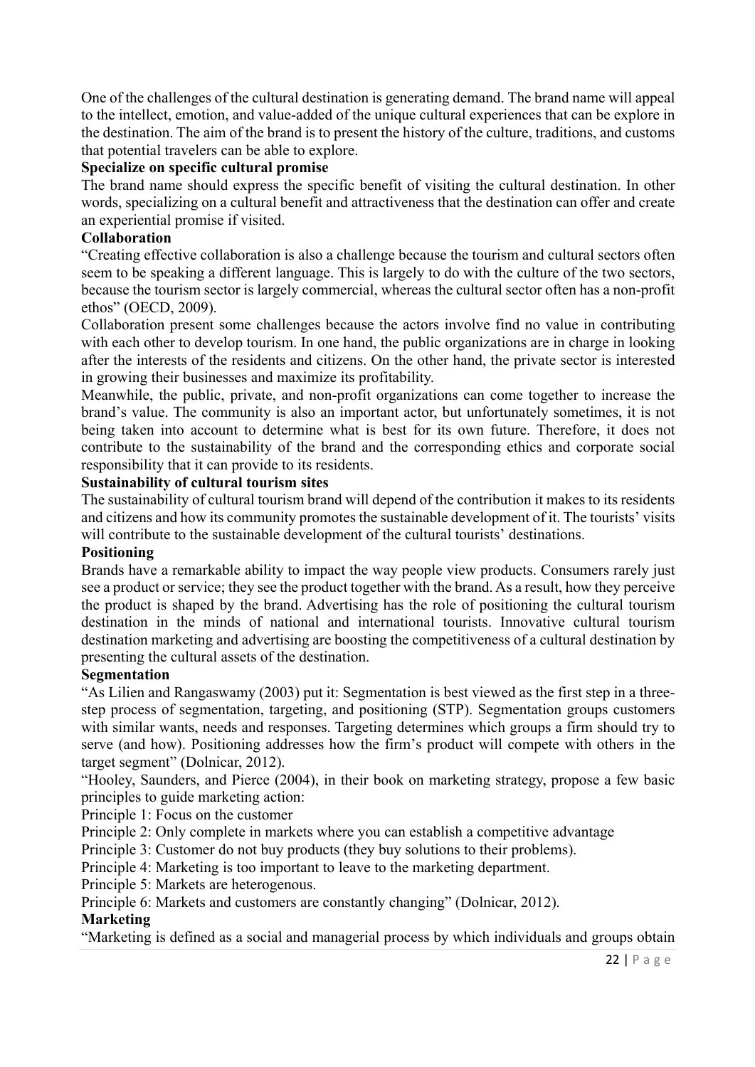One of the challenges of the cultural destination is generating demand. The brand name will appeal to the intellect, emotion, and value-added of the unique cultural experiences that can be explore in the destination. The aim of the brand is to present the history of the culture, traditions, and customs that potential travelers can be able to explore.

**Specialize on specific cultural promise**

The brand name should express the specific benefit of visiting the cultural destination. In other words, specializing on a cultural benefit and attractiveness that the destination can offer and create an experiential promise if visited.

**Collaboration**

"Creating effective collaboration is also a challenge because the tourism and cultural sectors often seem to be speaking a different language. This is largely to do with the culture of the two sectors, because the tourism sector is largely commercial, whereas the cultural sector often has a non-profit ethos" (OECD, 2009).

Collaboration present some challenges because the actors involve find no value in contributing with each other to develop tourism. In one hand, the public organizations are in charge in looking after the interests of the residents and citizens. On the other hand, the private sector is interested in growing their businesses and maximize its profitability.

Meanwhile, the public, private, and non-profit organizations can come together to increase the brand's value. The community is also an important actor, but unfortunately sometimes, it is not being taken into account to determine what is best for its own future. Therefore, it does not contribute to the sustainability of the brand and the corresponding ethics and corporate social responsibility that it can provide to its residents.

**Sustainability of cultural tourism sites**

The sustainability of cultural tourism brand will depend of the contribution it makes to its residents and citizens and how its community promotes the sustainable development of it. The tourists' visits will contribute to the sustainable development of the cultural tourists' destinations.

**Positioning**

Brands have a remarkable ability to impact the way people view products. Consumers rarely just see a product or service; they see the product together with the brand. As a result, how they perceive the product is shaped by the brand. Advertising has the role of positioning the cultural tourism destination in the minds of national and international tourists. Innovative cultural tourism destination marketing and advertising are boosting the competitiveness of a cultural destination by presenting the cultural assets of the destination.

**Segmentation**

"As Lilien and Rangaswamy (2003) put it: Segmentation is best viewed as the first step in a three-step process of segmentation, targeting, and positioning (STP). Segmentation groups customers with similar wants, needs and responses. Targeting determines which groups a firm should try to serve (and how). Positioning addresses how the firm's product will compete with others in the target segment" (Dolnicar, 2012).

"Hooley, Saunders, and Pierce (2004), in their book on marketing strategy, propose a few basic principles to guide marketing action:

Principle 1: Focus on the customer

Principle 2: Only complete in markets where you can establish a competitive advantage

Principle 3: Customer do not buy products (they buy solutions to their problems).

Principle 4: Marketing is too important to leave to the marketing department.

Principle 5: Markets are heterogenous.

Principle 6: Markets and customers are constantly changing" (Dolnicar, 2012).

**Marketing**

"Marketing is defined as a social and managerial process by which individuals and groups obtain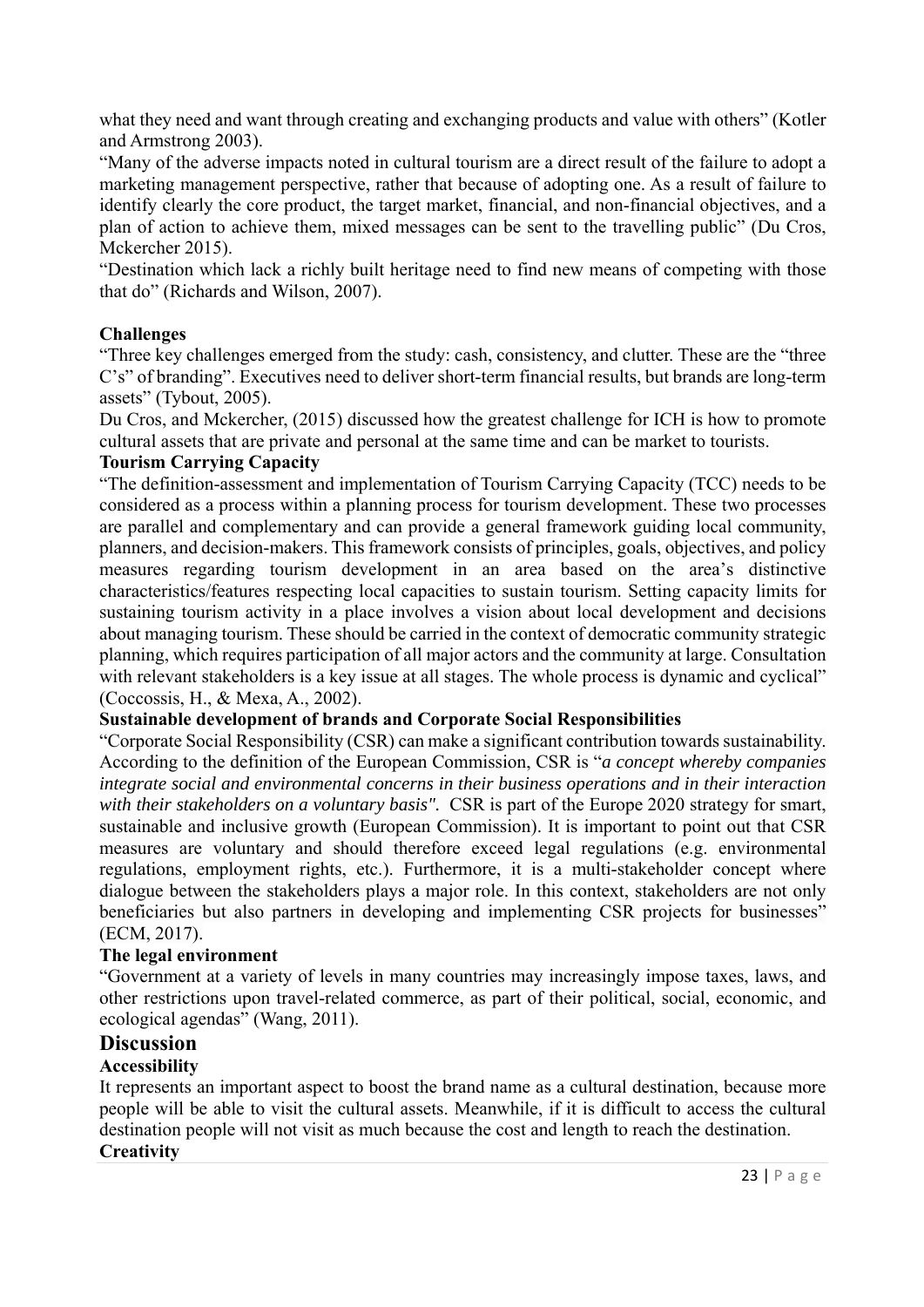what they need and want through creating and exchanging products and value with others" (Kotler and Armstrong 2003).

"Many of the adverse impacts noted in cultural tourism are a direct result of the failure to adopt a marketing management perspective, rather that because of adopting one. As a result of failure to identify clearly the core product, the target market, financial, and non-financial objectives, and a plan of action to achieve them, mixed messages can be sent to the travelling public" (Du Cros, Mckercher 2015).

"Destination which lack a richly built heritage need to find new means of competing with those that do" (Richards and Wilson, 2007).

**Challenges**

"Three key challenges emerged from the study: cash, consistency, and clutter. These are the "three C's" of branding". Executives need to deliver short-term financial results, but brands are long-term assets" (Tybout, 2005).

Du Cros, and Mckercher, (2015) discussed how the greatest challenge for ICH is how to promote cultural assets that are private and personal at the same time and can be market to tourists.

**Tourism Carrying Capacity**

"The definition-assessment and implementation of Tourism Carrying Capacity (TCC) needs to be considered as a process within a planning process for tourism development. These two processes are parallel and complementary and can provide a general framework guiding local community, planners, and decision-makers. This framework consists of principles, goals, objectives, and policy measures regarding tourism development in an area based on the area's distinctive characteristics/features respecting local capacities to sustain tourism. Setting capacity limits for sustaining tourism activity in a place involves a vision about local development and decisions about managing tourism. These should be carried in the context of democratic community strategic planning, which requires participation of all major actors and the community at large. Consultation with relevant stakeholders is a key issue at all stages. The whole process is dynamic and cyclical" (Coccossis, H., & Mexa, A., 2002).

**Sustainable development of brands and Corporate Social Responsibilities**

"Corporate Social Responsibility (CSR) can make a significant contribution towards sustainability. According to the definition of the European Commission, CSR is "*a concept whereby companies integrate social and environmental concerns in their business operations and in their interaction with their stakeholders on a voluntary basis".* CSR is part of the Europe 2020 strategy for smart, sustainable and inclusive growth (European Commission). It is important to point out that CSR measures are voluntary and should therefore exceed legal regulations (e.g. environmental regulations, employment rights, etc.). Furthermore, it is a multi-stakeholder concept where dialogue between the stakeholders plays a major role. In this context, stakeholders are not only beneficiaries but also partners in developing and implementing CSR projects for businesses" (ECM, 2017).

**The legal environment**

"Government at a variety of levels in many countries may increasingly impose taxes, laws, and other restrictions upon travel-related commerce, as part of their political, social, economic, and ecological agendas" (Wang, 2011).

## Discussion

**Accessibility**

It represents an important aspect to boost the brand name as a cultural destination, because more people will be able to visit the cultural assets. Meanwhile, if it is difficult to access the cultural destination people will not visit as much because the cost and length to reach the destination.

**Creativity**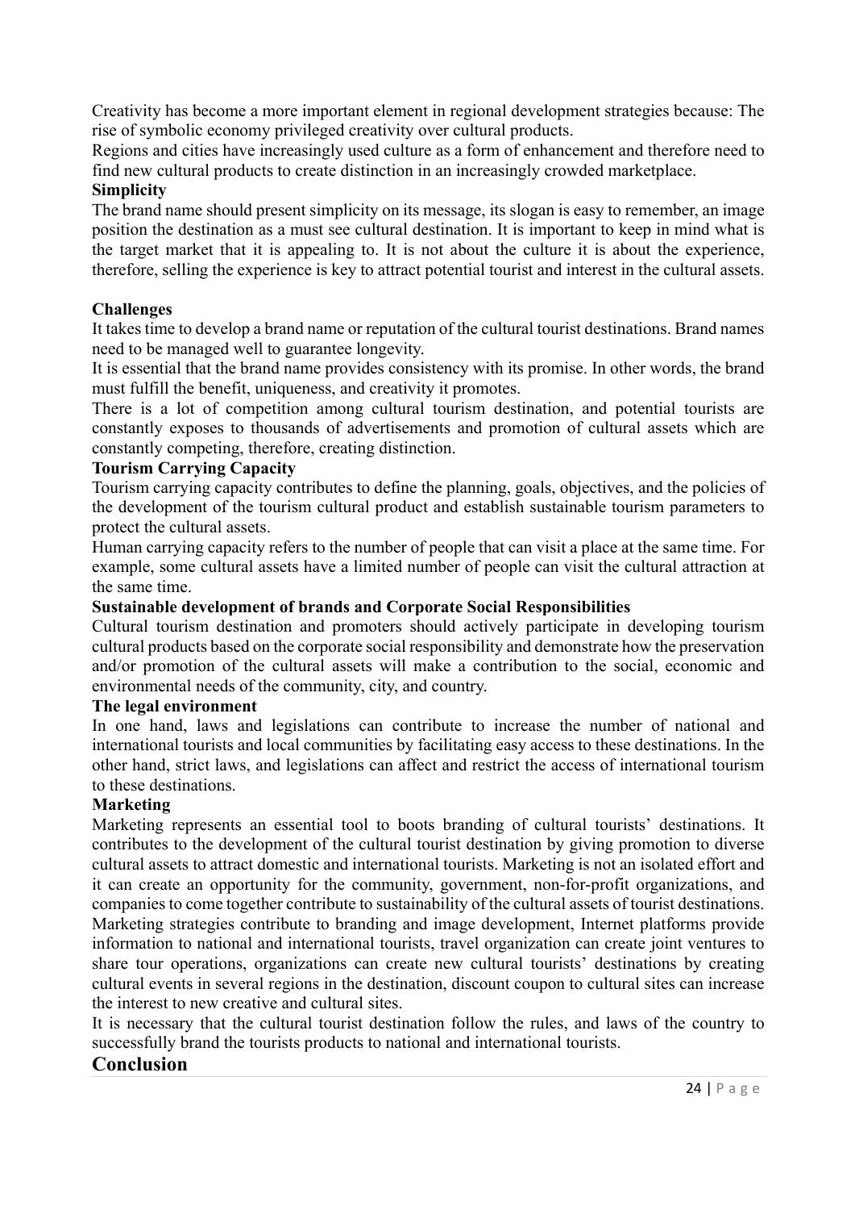Creativity has become a more important element in regional development strategies because: The rise of symbolic economy privileged creativity over cultural products.

Regions and cities have increasingly used culture as a form of enhancement and therefore need to find new cultural products to create distinction in an increasingly crowded marketplace.

**Simplicity**

The brand name should present simplicity on its message, its slogan is easy to remember, an image position the destination as a must see cultural destination. It is important to keep in mind what is the target market that it is appealing to. It is not about the culture it is about the experience, therefore, selling the experience is key to attract potential tourist and interest in the cultural assets.

**Challenges**

It takes time to develop a brand name or reputation of the cultural tourist destinations. Brand names need to be managed well to guarantee longevity.

It is essential that the brand name provides consistency with its promise. In other words, the brand must fulfill the benefit, uniqueness, and creativity it promotes.

There is a lot of competition among cultural tourism destination, and potential tourists are constantly exposes to thousands of advertisements and promotion of cultural assets which are constantly competing, therefore, creating distinction.

**Tourism Carrying Capacity**

Tourism carrying capacity contributes to define the planning, goals, objectives, and the policies of the development of the tourism cultural product and establish sustainable tourism parameters to protect the cultural assets.

Human carrying capacity refers to the number of people that can visit a place at the same time. For example, some cultural assets have a limited number of people can visit the cultural attraction at the same time.

**Sustainable development of brands and Corporate Social Responsibilities**

Cultural tourism destination and promoters should actively participate in developing tourism cultural products based on the corporate social responsibility and demonstrate how the preservation and/or promotion of the cultural assets will make a contribution to the social, economic and environmental needs of the community, city, and country.

**The legal environment**

In one hand, laws and legislations can contribute to increase the number of national and international tourists and local communities by facilitating easy access to these destinations. In the other hand, strict laws, and legislations can affect and restrict the access of international tourism to these destinations.

**Marketing**

Marketing represents an essential tool to boots branding of cultural tourists' destinations. It contributes to the development of the cultural tourist destination by giving promotion to diverse cultural assets to attract domestic and international tourists. Marketing is not an isolated effort and it can create an opportunity for the community, government, non-for-profit organizations, and companies to come together contribute to sustainability of the cultural assets of tourist destinations. Marketing strategies contribute to branding and image development, Internet platforms provide information to national and international tourists, travel organization can create joint ventures to share tour operations, organizations can create new cultural tourists' destinations by creating cultural events in several regions in the destination, discount coupon to cultural sites can increase the interest to new creative and cultural sites.

It is necessary that the cultural tourist destination follow the rules, and laws of the country to successfully brand the tourists products to national and international tourists.

## Conclusion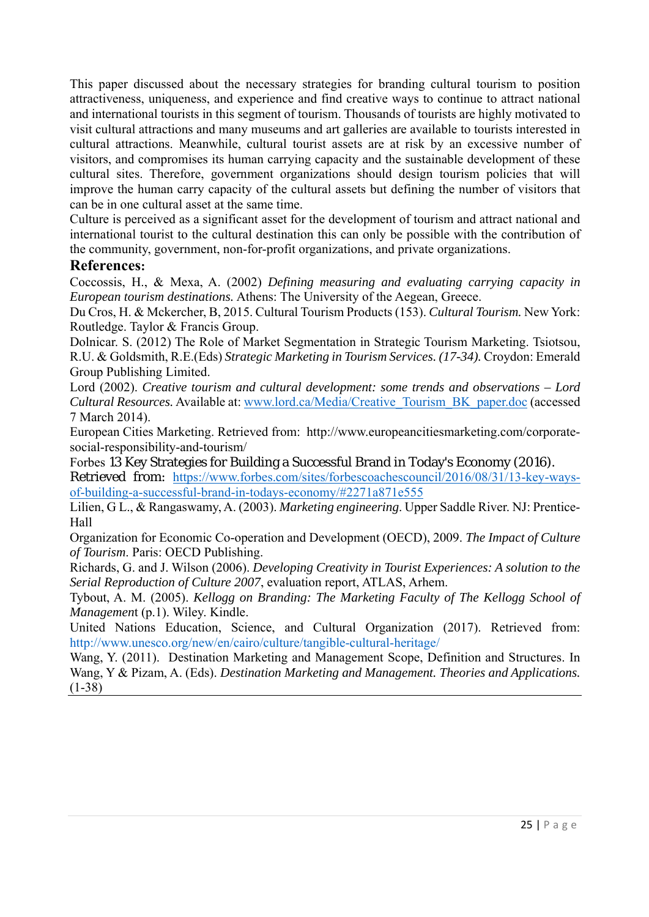This paper discussed about the necessary strategies for branding cultural tourism to position attractiveness, uniqueness, and experience and find creative ways to continue to attract national and international tourists in this segment of tourism. Thousands of tourists are highly motivated to visit cultural attractions and many museums and art galleries are available to tourists interested in cultural attractions. Meanwhile, cultural tourist assets are at risk by an excessive number of visitors, and compromises its human carrying capacity and the sustainable development of these cultural sites. Therefore, government organizations should design tourism policies that will improve the human carry capacity of the cultural assets but defining the number of visitors that can be in one cultural asset at the same time.

Culture is perceived as a significant asset for the development of tourism and attract national and international tourist to the cultural destination this can only be possible with the contribution of the community, government, non-for-profit organizations, and private organizations.

## References:

Coccossis, H., & Mexa, A. (2002) *Defining measuring and evaluating carrying capacity in European tourism destinations.* Athens: The University of the Aegean, Greece.

Du Cros, H. & Mckercher, B, 2015. Cultural Tourism Products (153). *Cultural Tourism.* New York: Routledge. Taylor & Francis Group.

Dolnicar. S. (2012) The Role of Market Segmentation in Strategic Tourism Marketing. Tsiotsou, R.U. & Goldsmith, R.E.(Eds) *Strategic Marketing in Tourism Services. (17-34).* Croydon: Emerald Group Publishing Limited.

Lord (2002). *Creative tourism and cultural development: some trends and observations – Lord Cultural Resources.* Available at: www.lord.ca/Media/Creative_Tourism_BK_paper.doc (accessed 7 March 2014).

European Cities Marketing. Retrieved from: http://www.europeancitiesmarketing.com/corporate-social-responsibility-and-tourism/

Forbes 13 Key Strategies for Building a Successful Brand in Today's Economy (2016). Retrieved from: https://www.forbes.com/sites/forbescoachescouncil/2016/08/31/13-key-ways-of-building-a-successful-brand-in-todays-economy/#2271a871e555

Lilien, G L., & Rangaswamy, A. (2003). *Marketing engineering*. Upper Saddle River. NJ: Prentice-Hall

Organization for Economic Co-operation and Development (OECD), 2009. *The Impact of Culture of Tourism*. Paris: OECD Publishing.

Richards, G. and J. Wilson (2006). *Developing Creativity in Tourist Experiences: A solution to the Serial Reproduction of Culture 2007*, evaluation report, ATLAS, Arhem.

Tybout, A. M. (2005). *Kellogg on Branding: The Marketing Faculty of The Kellogg School of Managemen*t (p.1). Wiley. Kindle.

United Nations Education, Science, and Cultural Organization (2017). Retrieved from: http://www.unesco.org/new/en/cairo/culture/tangible-cultural-heritage/

Wang, Y. (2011). Destination Marketing and Management Scope, Definition and Structures. In Wang, Y & Pizam, A. (Eds). *Destination Marketing and Management. Theories and Applications.* (1-38)